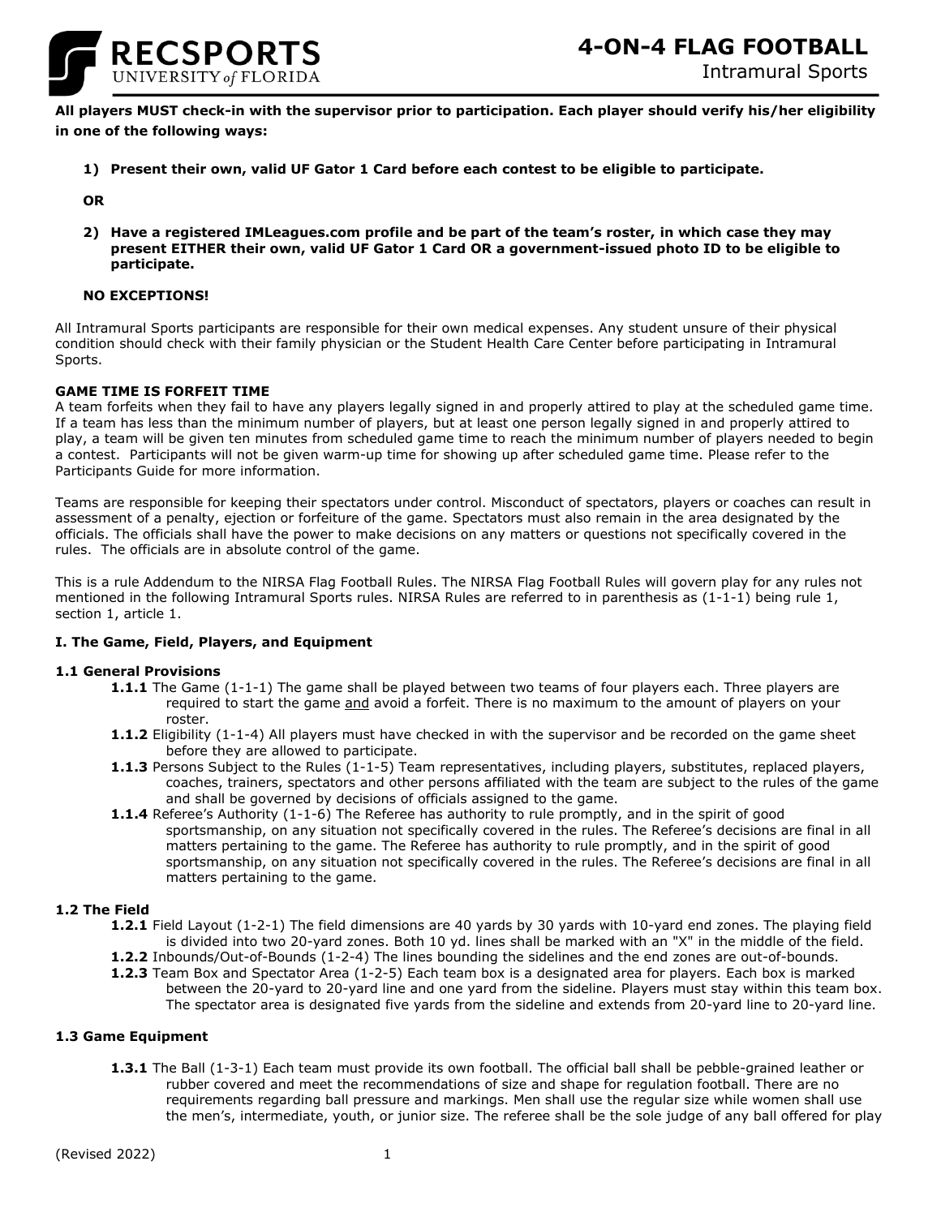# 4-ON-4 FLAG FOOTBALL

Intramural Sports

**All players MUST check-in with the supervisor prior to participation. Each player should verify his/her eligibility in one of the following ways:**

1) **Present their own, valid UF Gator 1 Card before each contest to be eligible to participate.**

**OR**

2) **Have a registered IMLeagues.com profile and be part of the team's roster, in which case they may present EITHER their own, valid UF Gator 1 Card OR a government-issued photo ID to be eligible to participate.**

**NO EXCEPTIONS!**

All Intramural Sports participants are responsible for their own medical expenses. Any student unsure of their physical condition should check with their family physician or the Student Health Care Center before participating in Intramural Sports.

**GAME TIME IS FORFEIT TIME**

A team forfeits when they fail to have any players legally signed in and properly attired to play at the scheduled game time. If a team has less than the minimum number of players, but at least one person legally signed in and properly attired to play, a team will be given ten minutes from scheduled game time to reach the minimum number of players needed to begin a contest. Participants will not be given warm-up time for showing up after scheduled game time. Please refer to the Participants Guide for more information.

Teams are responsible for keeping their spectators under control. Misconduct of spectators, players or coaches can result in assessment of a penalty, ejection or forfeiture of the game. Spectators must also remain in the area designated by the officials. The officials shall have the power to make decisions on any matters or questions not specifically covered in the rules. The officials are in absolute control of the game.

This is a rule Addendum to the NIRSA Flag Football Rules. The NIRSA Flag Football Rules will govern play for any rules not mentioned in the following Intramural Sports rules. NIRSA Rules are referred to in parenthesis as (1-1-1) being rule 1, section 1, article 1.

## I. The Game, Field, Players, and Equipment

### 1.1 General Provisions

- **1.1.1** The Game (1-1-1) The game shall be played between two teams of four players each. Three players are required to start the game <u>and</u> avoid a forfeit. There is no maximum to the amount of players on your roster.
- **1.1.2** Eligibility (1-1-4) All players must have checked in with the supervisor and be recorded on the game sheet before they are allowed to participate.
- **1.1.3** Persons Subject to the Rules (1-1-5) Team representatives, including players, substitutes, replaced players, coaches, trainers, spectators and other persons affiliated with the team are subject to the rules of the game and shall be governed by decisions of officials assigned to the game.
- **1.1.4** Referee's Authority (1-1-6) The Referee has authority to rule promptly, and in the spirit of good sportsmanship, on any situation not specifically covered in the rules. The Referee's decisions are final in all matters pertaining to the game. The Referee has authority to rule promptly, and in the spirit of good sportsmanship, on any situation not specifically covered in the rules. The Referee's decisions are final in all matters pertaining to the game.

### 1.2 The Field

- **1.2.1** Field Layout (1-2-1) The field dimensions are 40 yards by 30 yards with 10-yard end zones. The playing field is divided into two 20-yard zones. Both 10 yd. lines shall be marked with an "X" in the middle of the field.
- **1.2.2** Inbounds/Out-of-Bounds (1-2-4) The lines bounding the sidelines and the end zones are out-of-bounds.
- **1.2.3** Team Box and Spectator Area (1-2-5) Each team box is a designated area for players. Each box is marked between the 20-yard to 20-yard line and one yard from the sideline. Players must stay within this team box. The spectator area is designated five yards from the sideline and extends from 20-yard line to 20-yard line.

### 1.3 Game Equipment

- **1.3.1** The Ball (1-3-1) Each team must provide its own football. The official ball shall be pebble-grained leather or rubber covered and meet the recommendations of size and shape for regulation football. There are no requirements regarding ball pressure and markings. Men shall use the regular size while women shall use the men's, intermediate, youth, or junior size. The referee shall be the sole judge of any ball offered for play

(Revised 2022)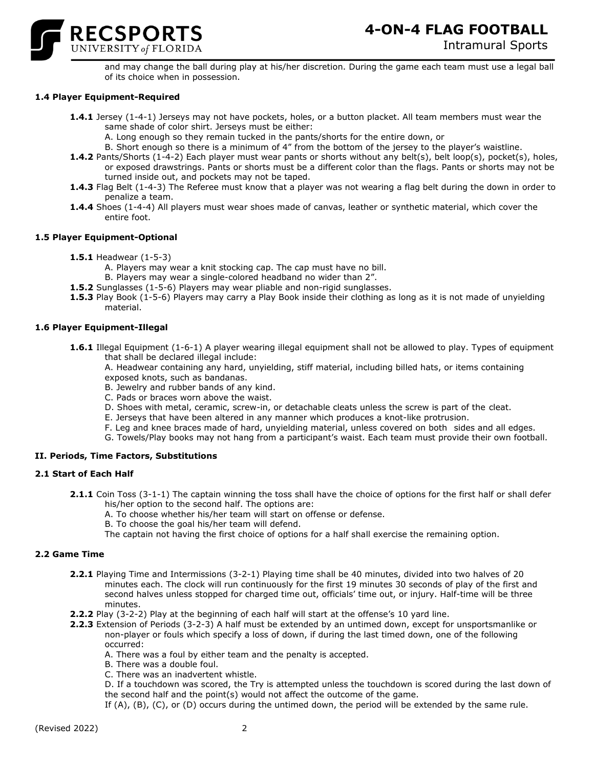and may change the ball during play at his/her discretion. During the game each team must use a legal ball of its choice when in possession.

### 1.4 Player Equipment-Required

- **1.4.1** Jersey (1-4-1) Jerseys may not have pockets, holes, or a button placket. All team members must wear the same shade of color shirt. Jerseys must be either:
  - A. Long enough so they remain tucked in the pants/shorts for the entire down, or
  - B. Short enough so there is a minimum of 4" from the bottom of the jersey to the player's waistline.
- **1.4.2** Pants/Shorts (1-4-2) Each player must wear pants or shorts without any belt(s), belt loop(s), pocket(s), holes, or exposed drawstrings. Pants or shorts must be a different color than the flags. Pants or shorts may not be turned inside out, and pockets may not be taped.
- **1.4.3** Flag Belt (1-4-3) The Referee must know that a player was not wearing a flag belt during the down in order to penalize a team.
- **1.4.4** Shoes (1-4-4) All players must wear shoes made of canvas, leather or synthetic material, which cover the entire foot.

### 1.5 Player Equipment-Optional

- **1.5.1** Headwear (1-5-3)
  - A. Players may wear a knit stocking cap. The cap must have no bill.
  - B. Players may wear a single-colored headband no wider than 2".
- **1.5.2** Sunglasses (1-5-6) Players may wear pliable and non-rigid sunglasses.
- **1.5.3** Play Book (1-5-6) Players may carry a Play Book inside their clothing as long as it is not made of unyielding material.

### 1.6 Player Equipment-Illegal

- **1.6.1** Illegal Equipment (1-6-1) A player wearing illegal equipment shall not be allowed to play. Types of equipment that shall be declared illegal include:
  - A. Headwear containing any hard, unyielding, stiff material, including billed hats, or items containing exposed knots, such as bandanas.
  - B. Jewelry and rubber bands of any kind.
  - C. Pads or braces worn above the waist.
  - D. Shoes with metal, ceramic, screw-in, or detachable cleats unless the screw is part of the cleat.
  - E. Jerseys that have been altered in any manner which produces a knot-like protrusion.
  - F. Leg and knee braces made of hard, unyielding material, unless covered on both sides and all edges.
  - G. Towels/Play books may not hang from a participant's waist. Each team must provide their own football.

## II. Periods, Time Factors, Substitutions

### 2.1 Start of Each Half

- **2.1.1** Coin Toss (3-1-1) The captain winning the toss shall have the choice of options for the first half or shall defer his/her option to the second half. The options are:
  - A. To choose whether his/her team will start on offense or defense.
  - B. To choose the goal his/her team will defend.

  The captain not having the first choice of options for a half shall exercise the remaining option.

### 2.2 Game Time

- **2.2.1** Playing Time and Intermissions (3-2-1) Playing time shall be 40 minutes, divided into two halves of 20 minutes each. The clock will run continuously for the first 19 minutes 30 seconds of play of the first and second halves unless stopped for charged time out, officials' time out, or injury. Half-time will be three minutes.
- **2.2.2** Play (3-2-2) Play at the beginning of each half will start at the offense's 10 yard line.
- **2.2.3** Extension of Periods (3-2-3) A half must be extended by an untimed down, except for unsportsmanlike or non-player or fouls which specify a loss of down, if during the last timed down, one of the following occurred:
  - A. There was a foul by either team and the penalty is accepted.
  - B. There was a double foul.
  - C. There was an inadvertent whistle.
  - D. If a touchdown was scored, the Try is attempted unless the touchdown is scored during the last down of the second half and the point(s) would not affect the outcome of the game.

  If (A), (B), (C), or (D) occurs during the untimed down, the period will be extended by the same rule.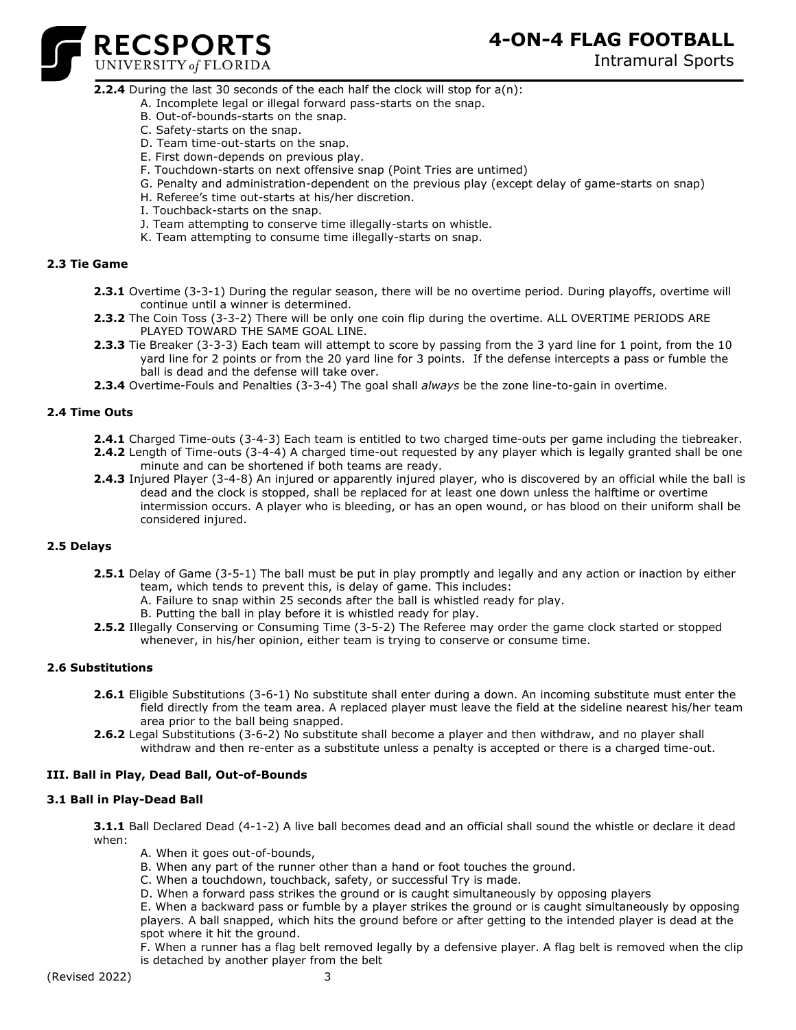**2.2.4** During the last 30 seconds of the each half the clock will stop for a(n):

A. Incomplete legal or illegal forward pass-starts on the snap.
B. Out-of-bounds-starts on the snap.
C. Safety-starts on the snap.
D. Team time-out-starts on the snap.
E. First down-depends on previous play.
F. Touchdown-starts on next offensive snap (Point Tries are untimed)
G. Penalty and administration-dependent on the previous play (except delay of game-starts on snap)
H. Referee's time out-starts at his/her discretion.
I. Touchback-starts on the snap.
J. Team attempting to conserve time illegally-starts on whistle.
K. Team attempting to consume time illegally-starts on snap.

### 2.3 Tie Game

**2.3.1** Overtime (3-3-1) During the regular season, there will be no overtime period. During playoffs, overtime will continue until a winner is determined.

**2.3.2** The Coin Toss (3-3-2) There will be only one coin flip during the overtime. ALL OVERTIME PERIODS ARE PLAYED TOWARD THE SAME GOAL LINE.

**2.3.3** Tie Breaker (3-3-3) Each team will attempt to score by passing from the 3 yard line for 1 point, from the 10 yard line for 2 points or from the 20 yard line for 3 points. If the defense intercepts a pass or fumble the ball is dead and the defense will take over.

**2.3.4** Overtime-Fouls and Penalties (3-3-4) The goal shall *always* be the zone line-to-gain in overtime.

### 2.4 Time Outs

**2.4.1** Charged Time-outs (3-4-3) Each team is entitled to two charged time-outs per game including the tiebreaker.

**2.4.2** Length of Time-outs (3-4-4) A charged time-out requested by any player which is legally granted shall be one minute and can be shortened if both teams are ready.

**2.4.3** Injured Player (3-4-8) An injured or apparently injured player, who is discovered by an official while the ball is dead and the clock is stopped, shall be replaced for at least one down unless the halftime or overtime intermission occurs. A player who is bleeding, or has an open wound, or has blood on their uniform shall be considered injured.

### 2.5 Delays

**2.5.1** Delay of Game (3-5-1) The ball must be put in play promptly and legally and any action or inaction by either team, which tends to prevent this, is delay of game. This includes:

A. Failure to snap within 25 seconds after the ball is whistled ready for play.
B. Putting the ball in play before it is whistled ready for play.

**2.5.2** Illegally Conserving or Consuming Time (3-5-2) The Referee may order the game clock started or stopped whenever, in his/her opinion, either team is trying to conserve or consume time.

### 2.6 Substitutions

**2.6.1** Eligible Substitutions (3-6-1) No substitute shall enter during a down. An incoming substitute must enter the field directly from the team area. A replaced player must leave the field at the sideline nearest his/her team area prior to the ball being snapped.

**2.6.2** Legal Substitutions (3-6-2) No substitute shall become a player and then withdraw, and no player shall withdraw and then re-enter as a substitute unless a penalty is accepted or there is a charged time-out.

## III. Ball in Play, Dead Ball, Out-of-Bounds

### 3.1 Ball in Play-Dead Ball

**3.1.1** Ball Declared Dead (4-1-2) A live ball becomes dead and an official shall sound the whistle or declare it dead when:

A. When it goes out-of-bounds,
B. When any part of the runner other than a hand or foot touches the ground.
C. When a touchdown, touchback, safety, or successful Try is made.
D. When a forward pass strikes the ground or is caught simultaneously by opposing players
E. When a backward pass or fumble by a player strikes the ground or is caught simultaneously by opposing players. A ball snapped, which hits the ground before or after getting to the intended player is dead at the spot where it hit the ground.
F. When a runner has a flag belt removed legally by a defensive player. A flag belt is removed when the clip is detached by another player from the belt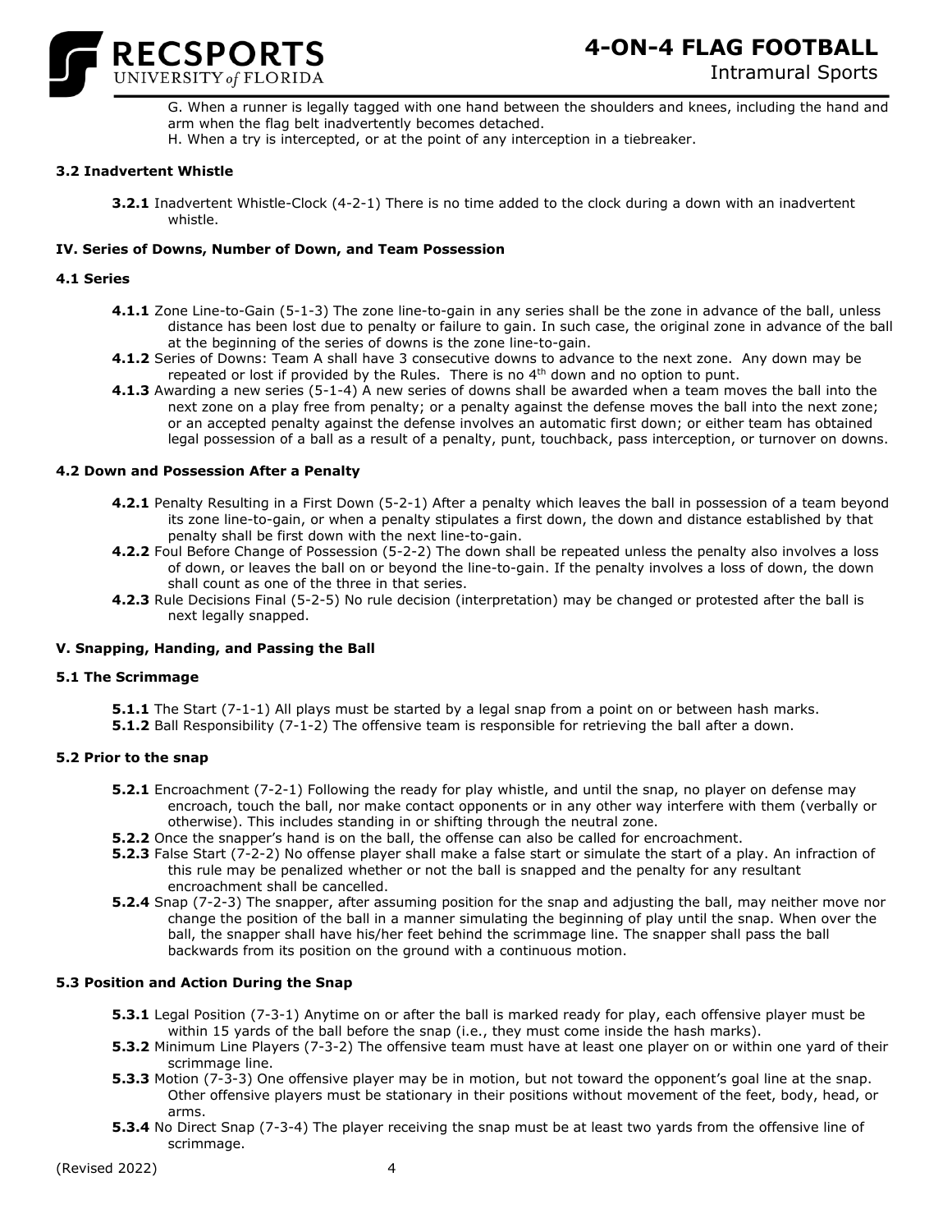G. When a runner is legally tagged with one hand between the shoulders and knees, including the hand and arm when the flag belt inadvertently becomes detached.

H. When a try is intercepted, or at the point of any interception in a tiebreaker.

### 3.2 Inadvertent Whistle

**3.2.1** Inadvertent Whistle-Clock (4-2-1) There is no time added to the clock during a down with an inadvertent whistle.

## IV. Series of Downs, Number of Down, and Team Possession

### 4.1 Series

**4.1.1** Zone Line-to-Gain (5-1-3) The zone line-to-gain in any series shall be the zone in advance of the ball, unless distance has been lost due to penalty or failure to gain. In such case, the original zone in advance of the ball at the beginning of the series of downs is the zone line-to-gain.

**4.1.2** Series of Downs: Team A shall have 3 consecutive downs to advance to the next zone. Any down may be repeated or lost if provided by the Rules. There is no 4th down and no option to punt.

**4.1.3** Awarding a new series (5-1-4) A new series of downs shall be awarded when a team moves the ball into the next zone on a play free from penalty; or a penalty against the defense moves the ball into the next zone; or an accepted penalty against the defense involves an automatic first down; or either team has obtained legal possession of a ball as a result of a penalty, punt, touchback, pass interception, or turnover on downs.

### 4.2 Down and Possession After a Penalty

**4.2.1** Penalty Resulting in a First Down (5-2-1) After a penalty which leaves the ball in possession of a team beyond its zone line-to-gain, or when a penalty stipulates a first down, the down and distance established by that penalty shall be first down with the next line-to-gain.

**4.2.2** Foul Before Change of Possession (5-2-2) The down shall be repeated unless the penalty also involves a loss of down, or leaves the ball on or beyond the line-to-gain. If the penalty involves a loss of down, the down shall count as one of the three in that series.

**4.2.3** Rule Decisions Final (5-2-5) No rule decision (interpretation) may be changed or protested after the ball is next legally snapped.

## V. Snapping, Handing, and Passing the Ball

### 5.1 The Scrimmage

**5.1.1** The Start (7-1-1) All plays must be started by a legal snap from a point on or between hash marks.

**5.1.2** Ball Responsibility (7-1-2) The offensive team is responsible for retrieving the ball after a down.

### 5.2 Prior to the snap

**5.2.1** Encroachment (7-2-1) Following the ready for play whistle, and until the snap, no player on defense may encroach, touch the ball, nor make contact opponents or in any other way interfere with them (verbally or otherwise). This includes standing in or shifting through the neutral zone.

**5.2.2** Once the snapper's hand is on the ball, the offense can also be called for encroachment.

**5.2.3** False Start (7-2-2) No offense player shall make a false start or simulate the start of a play. An infraction of this rule may be penalized whether or not the ball is snapped and the penalty for any resultant encroachment shall be cancelled.

**5.2.4** Snap (7-2-3) The snapper, after assuming position for the snap and adjusting the ball, may neither move nor change the position of the ball in a manner simulating the beginning of play until the snap. When over the ball, the snapper shall have his/her feet behind the scrimmage line. The snapper shall pass the ball backwards from its position on the ground with a continuous motion.

### 5.3 Position and Action During the Snap

**5.3.1** Legal Position (7-3-1) Anytime on or after the ball is marked ready for play, each offensive player must be within 15 yards of the ball before the snap (i.e., they must come inside the hash marks).

**5.3.2** Minimum Line Players (7-3-2) The offensive team must have at least one player on or within one yard of their scrimmage line.

**5.3.3** Motion (7-3-3) One offensive player may be in motion, but not toward the opponent's goal line at the snap. Other offensive players must be stationary in their positions without movement of the feet, body, head, or arms.

**5.3.4** No Direct Snap (7-3-4) The player receiving the snap must be at least two yards from the offensive line of scrimmage.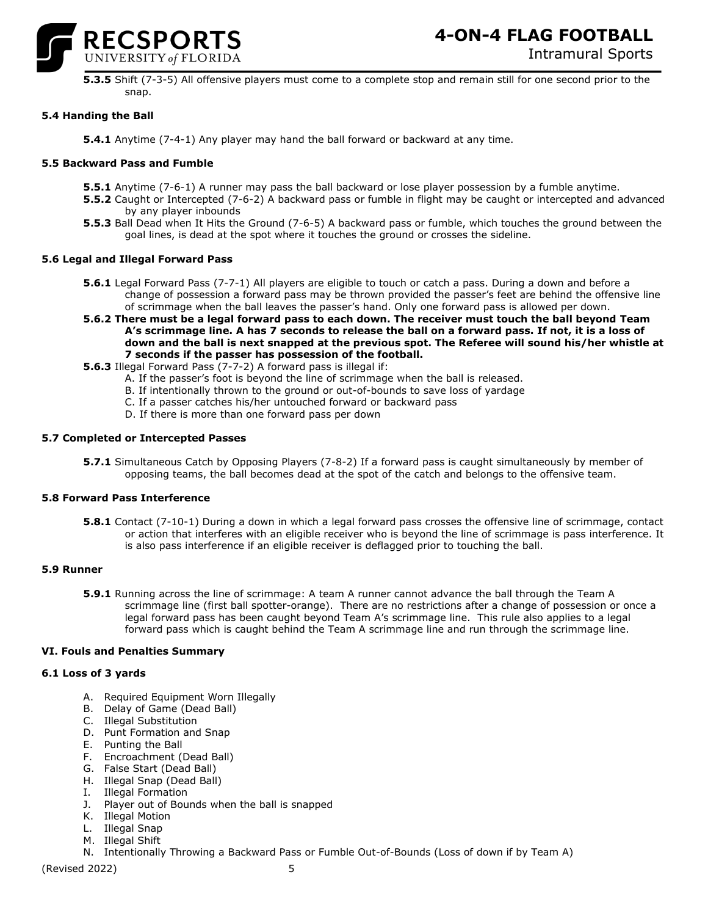**5.3.5** Shift (7-3-5) All offensive players must come to a complete stop and remain still for one second prior to the snap.

### 5.4 Handing the Ball

**5.4.1** Anytime (7-4-1) Any player may hand the ball forward or backward at any time.

### 5.5 Backward Pass and Fumble

**5.5.1** Anytime (7-6-1) A runner may pass the ball backward or lose player possession by a fumble anytime.
**5.5.2** Caught or Intercepted (7-6-2) A backward pass or fumble in flight may be caught or intercepted and advanced by any player inbounds
**5.5.3** Ball Dead when It Hits the Ground (7-6-5) A backward pass or fumble, which touches the ground between the goal lines, is dead at the spot where it touches the ground or crosses the sideline.

### 5.6 Legal and Illegal Forward Pass

**5.6.1** Legal Forward Pass (7-7-1) All players are eligible to touch or catch a pass. During a down and before a change of possession a forward pass may be thrown provided the passer's feet are behind the offensive line of scrimmage when the ball leaves the passer's hand. Only one forward pass is allowed per down.
**5.6.2 There must be a legal forward pass to each down. The receiver must touch the ball beyond Team A's scrimmage line. A has 7 seconds to release the ball on a forward pass. If not, it is a loss of down and the ball is next snapped at the previous spot. The Referee will sound his/her whistle at 7 seconds if the passer has possession of the football.**
**5.6.3** Illegal Forward Pass (7-7-2) A forward pass is illegal if:

A. If the passer's foot is beyond the line of scrimmage when the ball is released.
B. If intentionally thrown to the ground or out-of-bounds to save loss of yardage
C. If a passer catches his/her untouched forward or backward pass
D. If there is more than one forward pass per down

### 5.7 Completed or Intercepted Passes

**5.7.1** Simultaneous Catch by Opposing Players (7-8-2) If a forward pass is caught simultaneously by member of opposing teams, the ball becomes dead at the spot of the catch and belongs to the offensive team.

### 5.8 Forward Pass Interference

**5.8.1** Contact (7-10-1) During a down in which a legal forward pass crosses the offensive line of scrimmage, contact or action that interferes with an eligible receiver who is beyond the line of scrimmage is pass interference. It is also pass interference if an eligible receiver is deflagged prior to touching the ball.

### 5.9 Runner

**5.9.1** Running across the line of scrimmage: A team A runner cannot advance the ball through the Team A scrimmage line (first ball spotter-orange). There are no restrictions after a change of possession or once a legal forward pass has been caught beyond Team A's scrimmage line. This rule also applies to a legal forward pass which is caught behind the Team A scrimmage line and run through the scrimmage line.

## VI. Fouls and Penalties Summary

### 6.1 Loss of 3 yards

A. Required Equipment Worn Illegally
B. Delay of Game (Dead Ball)
C. Illegal Substitution
D. Punt Formation and Snap
E. Punting the Ball
F. Encroachment (Dead Ball)
G. False Start (Dead Ball)
H. Illegal Snap (Dead Ball)
I. Illegal Formation
J. Player out of Bounds when the ball is snapped
K. Illegal Motion
L. Illegal Snap
M. Illegal Shift
N. Intentionally Throwing a Backward Pass or Fumble Out-of-Bounds (Loss of down if by Team A)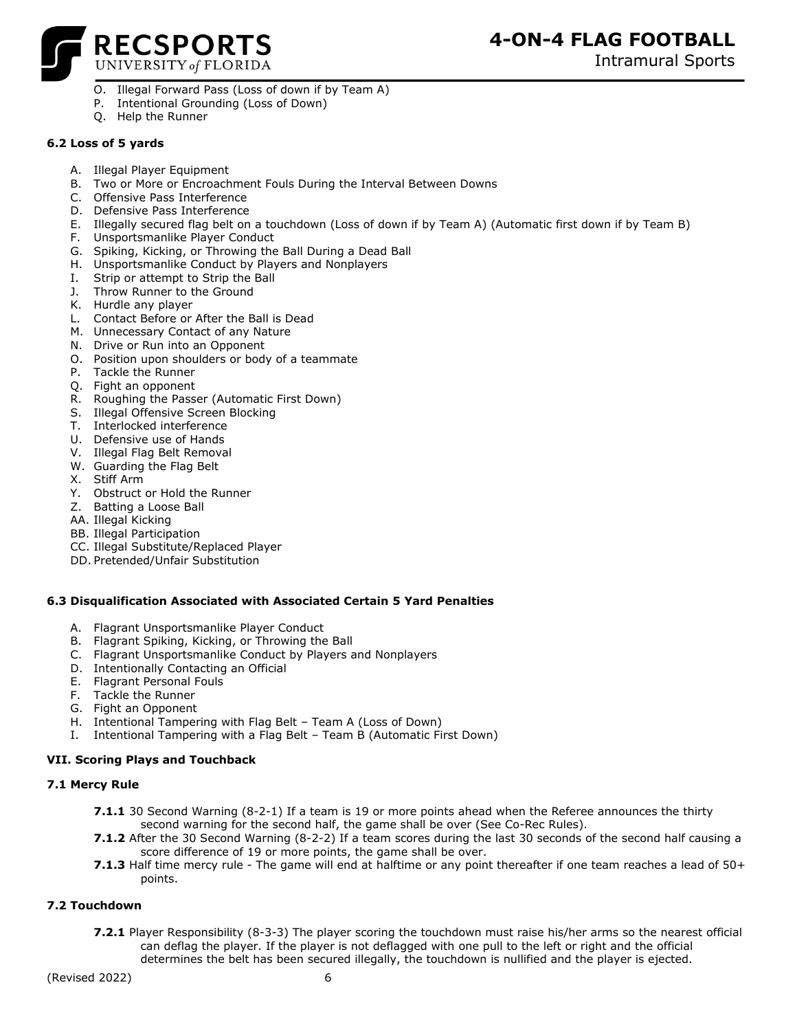O. Illegal Forward Pass (Loss of down if by Team A)
P. Intentional Grounding (Loss of Down)
Q. Help the Runner

**6.2 Loss of 5 yards**

A. Illegal Player Equipment
B. Two or More or Encroachment Fouls During the Interval Between Downs
C. Offensive Pass Interference
D. Defensive Pass Interference
E. Illegally secured flag belt on a touchdown (Loss of down if by Team A) (Automatic first down if by Team B)
F. Unsportsmanlike Player Conduct
G. Spiking, Kicking, or Throwing the Ball During a Dead Ball
H. Unsportsmanlike Conduct by Players and Nonplayers
I. Strip or attempt to Strip the Ball
J. Throw Runner to the Ground
K. Hurdle any player
L. Contact Before or After the Ball is Dead
M. Unnecessary Contact of any Nature
N. Drive or Run into an Opponent
O. Position upon shoulders or body of a teammate
P. Tackle the Runner
Q. Fight an opponent
R. Roughing the Passer (Automatic First Down)
S. Illegal Offensive Screen Blocking
T. Interlocked interference
U. Defensive use of Hands
V. Illegal Flag Belt Removal
W. Guarding the Flag Belt
X. Stiff Arm
Y. Obstruct or Hold the Runner
Z. Batting a Loose Ball
AA. Illegal Kicking
BB. Illegal Participation
CC. Illegal Substitute/Replaced Player
DD. Pretended/Unfair Substitution

**6.3 Disqualification Associated with Associated Certain 5 Yard Penalties**

A. Flagrant Unsportsmanlike Player Conduct
B. Flagrant Spiking, Kicking, or Throwing the Ball
C. Flagrant Unsportsmanlike Conduct by Players and Nonplayers
D. Intentionally Contacting an Official
E. Flagrant Personal Fouls
F. Tackle the Runner
G. Fight an Opponent
H. Intentional Tampering with Flag Belt – Team A (Loss of Down)
I. Intentional Tampering with a Flag Belt – Team B (Automatic First Down)

**VII. Scoring Plays and Touchback**

**7.1 Mercy Rule**

**7.1.1** 30 Second Warning (8-2-1) If a team is 19 or more points ahead when the Referee announces the thirty second warning for the second half, the game shall be over (See Co-Rec Rules).

**7.1.2** After the 30 Second Warning (8-2-2) If a team scores during the last 30 seconds of the second half causing a score difference of 19 or more points, the game shall be over.

**7.1.3** Half time mercy rule - The game will end at halftime or any point thereafter if one team reaches a lead of 50+ points.

**7.2 Touchdown**

**7.2.1** Player Responsibility (8-3-3) The player scoring the touchdown must raise his/her arms so the nearest official can deflag the player. If the player is not deflagged with one pull to the left or right and the official determines the belt has been secured illegally, the touchdown is nullified and the player is ejected.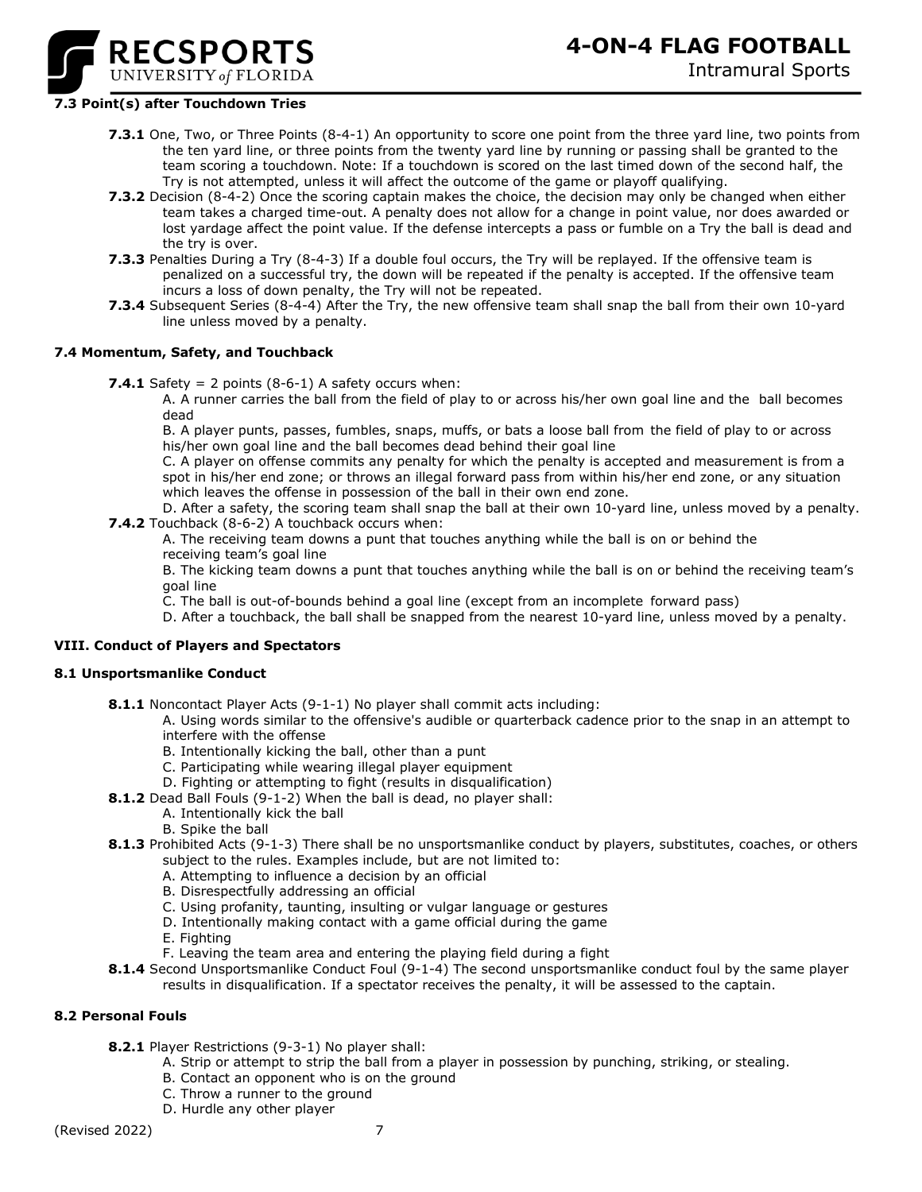### 7.3 Point(s) after Touchdown Tries

**7.3.1** One, Two, or Three Points (8-4-1) An opportunity to score one point from the three yard line, two points from the ten yard line, or three points from the twenty yard line by running or passing shall be granted to the team scoring a touchdown. Note: If a touchdown is scored on the last timed down of the second half, the Try is not attempted, unless it will affect the outcome of the game or playoff qualifying.

**7.3.2** Decision (8-4-2) Once the scoring captain makes the choice, the decision may only be changed when either team takes a charged time-out. A penalty does not allow for a change in point value, nor does awarded or lost yardage affect the point value. If the defense intercepts a pass or fumble on a Try the ball is dead and the try is over.

**7.3.3** Penalties During a Try (8-4-3) If a double foul occurs, the Try will be replayed. If the offensive team is penalized on a successful try, the down will be repeated if the penalty is accepted. If the offensive team incurs a loss of down penalty, the Try will not be repeated.

**7.3.4** Subsequent Series (8-4-4) After the Try, the new offensive team shall snap the ball from their own 10-yard line unless moved by a penalty.

### 7.4 Momentum, Safety, and Touchback

**7.4.1** Safety = 2 points (8-6-1) A safety occurs when:

A. A runner carries the ball from the field of play to or across his/her own goal line and the ball becomes dead

B. A player punts, passes, fumbles, snaps, muffs, or bats a loose ball from the field of play to or across his/her own goal line and the ball becomes dead behind their goal line

C. A player on offense commits any penalty for which the penalty is accepted and measurement is from a spot in his/her end zone; or throws an illegal forward pass from within his/her end zone, or any situation which leaves the offense in possession of the ball in their own end zone.

D. After a safety, the scoring team shall snap the ball at their own 10-yard line, unless moved by a penalty.

**7.4.2** Touchback (8-6-2) A touchback occurs when:

A. The receiving team downs a punt that touches anything while the ball is on or behind the receiving team's goal line

B. The kicking team downs a punt that touches anything while the ball is on or behind the receiving team's goal line

C. The ball is out-of-bounds behind a goal line (except from an incomplete forward pass)

D. After a touchback, the ball shall be snapped from the nearest 10-yard line, unless moved by a penalty.

## VIII. Conduct of Players and Spectators

### 8.1 Unsportsmanlike Conduct

**8.1.1** Noncontact Player Acts (9-1-1) No player shall commit acts including:

A. Using words similar to the offensive's audible or quarterback cadence prior to the snap in an attempt to interfere with the offense

B. Intentionally kicking the ball, other than a punt

C. Participating while wearing illegal player equipment

D. Fighting or attempting to fight (results in disqualification)

**8.1.2** Dead Ball Fouls (9-1-2) When the ball is dead, no player shall:

A. Intentionally kick the ball

B. Spike the ball

**8.1.3** Prohibited Acts (9-1-3) There shall be no unsportsmanlike conduct by players, substitutes, coaches, or others subject to the rules. Examples include, but are not limited to:

A. Attempting to influence a decision by an official

B. Disrespectfully addressing an official

C. Using profanity, taunting, insulting or vulgar language or gestures

D. Intentionally making contact with a game official during the game

E. Fighting

F. Leaving the team area and entering the playing field during a fight

**8.1.4** Second Unsportsmanlike Conduct Foul (9-1-4) The second unsportsmanlike conduct foul by the same player results in disqualification. If a spectator receives the penalty, it will be assessed to the captain.

### 8.2 Personal Fouls

**8.2.1** Player Restrictions (9-3-1) No player shall:

A. Strip or attempt to strip the ball from a player in possession by punching, striking, or stealing.

B. Contact an opponent who is on the ground

C. Throw a runner to the ground

D. Hurdle any other player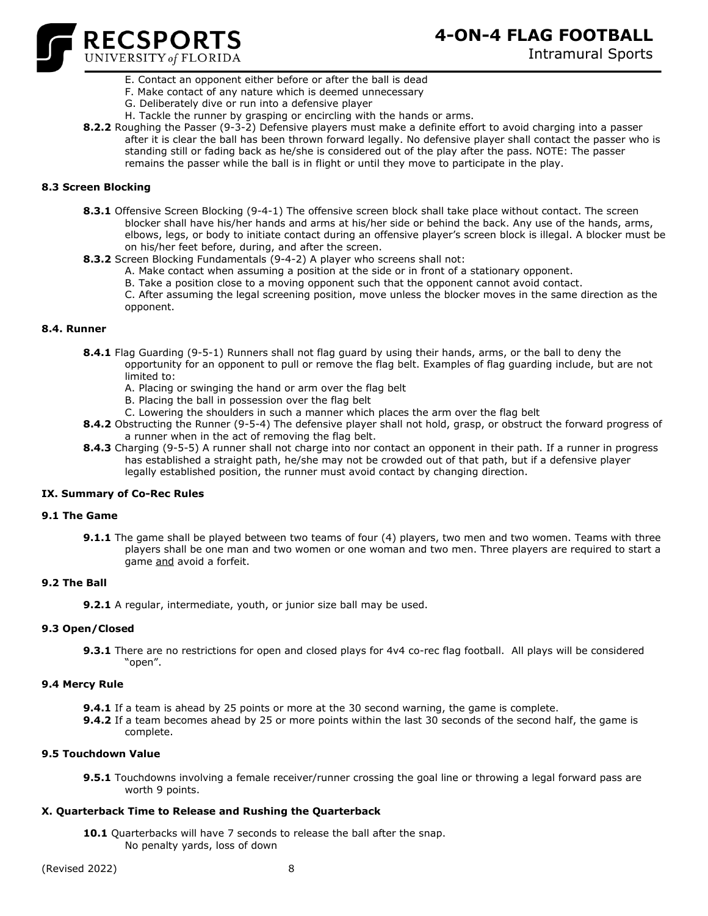E. Contact an opponent either before or after the ball is dead
F. Make contact of any nature which is deemed unnecessary
G. Deliberately dive or run into a defensive player
H. Tackle the runner by grasping or encircling with the hands or arms.

**8.2.2** Roughing the Passer (9-3-2) Defensive players must make a definite effort to avoid charging into a passer after it is clear the ball has been thrown forward legally. No defensive player shall contact the passer who is standing still or fading back as he/she is considered out of the play after the pass. NOTE: The passer remains the passer while the ball is in flight or until they move to participate in the play.

#### 8.3 Screen Blocking

**8.3.1** Offensive Screen Blocking (9-4-1) The offensive screen block shall take place without contact. The screen blocker shall have his/her hands and arms at his/her side or behind the back. Any use of the hands, arms, elbows, legs, or body to initiate contact during an offensive player's screen block is illegal. A blocker must be on his/her feet before, during, and after the screen.

**8.3.2** Screen Blocking Fundamentals (9-4-2) A player who screens shall not:
A. Make contact when assuming a position at the side or in front of a stationary opponent.
B. Take a position close to a moving opponent such that the opponent cannot avoid contact.
C. After assuming the legal screening position, move unless the blocker moves in the same direction as the opponent.

#### 8.4. Runner

**8.4.1** Flag Guarding (9-5-1) Runners shall not flag guard by using their hands, arms, or the ball to deny the opportunity for an opponent to pull or remove the flag belt. Examples of flag guarding include, but are not limited to:
A. Placing or swinging the hand or arm over the flag belt
B. Placing the ball in possession over the flag belt
C. Lowering the shoulders in such a manner which places the arm over the flag belt

**8.4.2** Obstructing the Runner (9-5-4) The defensive player shall not hold, grasp, or obstruct the forward progress of a runner when in the act of removing the flag belt.

**8.4.3** Charging (9-5-5) A runner shall not charge into nor contact an opponent in their path. If a runner in progress has established a straight path, he/she may not be crowded out of that path, but if a defensive player legally established position, the runner must avoid contact by changing direction.

### IX. Summary of Co-Rec Rules

#### 9.1 The Game

**9.1.1** The game shall be played between two teams of four (4) players, two men and two women. Teams with three players shall be one man and two women or one woman and two men. Three players are required to start a game <u>and</u> avoid a forfeit.

#### 9.2 The Ball

**9.2.1** A regular, intermediate, youth, or junior size ball may be used.

#### 9.3 Open/Closed

**9.3.1** There are no restrictions for open and closed plays for 4v4 co-rec flag football. All plays will be considered "open".

#### 9.4 Mercy Rule

**9.4.1** If a team is ahead by 25 points or more at the 30 second warning, the game is complete.

**9.4.2** If a team becomes ahead by 25 or more points within the last 30 seconds of the second half, the game is complete.

#### 9.5 Touchdown Value

**9.5.1** Touchdowns involving a female receiver/runner crossing the goal line or throwing a legal forward pass are worth 9 points.

### X. Quarterback Time to Release and Rushing the Quarterback

**10.1** Quarterbacks will have 7 seconds to release the ball after the snap.
No penalty yards, loss of down

(Revised 2022)